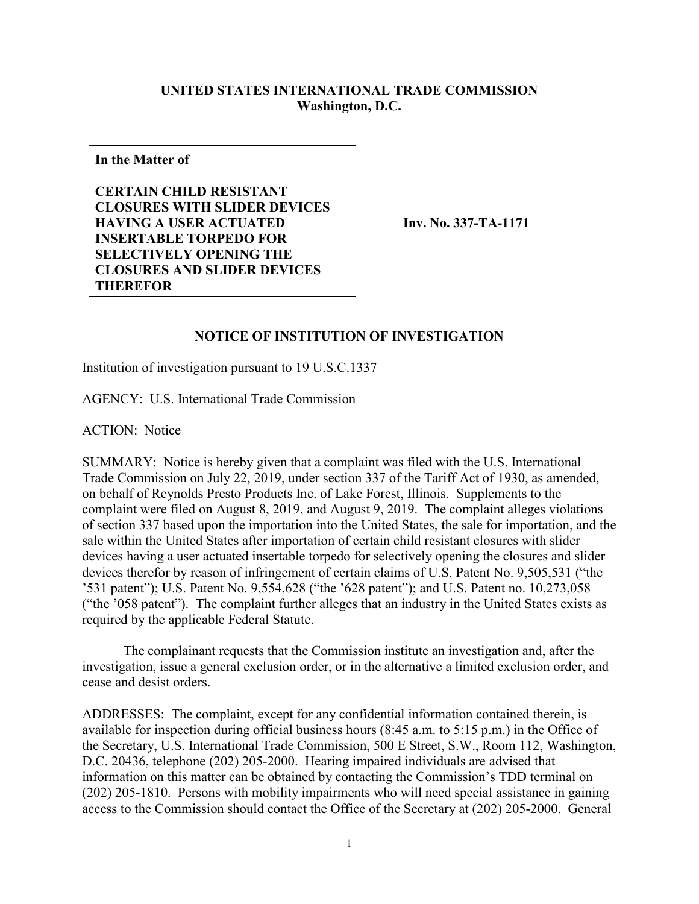**UNITED STATES INTERNATIONAL TRADE COMMISSION**
**Washington, D.C.**

**In the Matter of**

**CERTAIN CHILD RESISTANT CLOSURES WITH SLIDER DEVICES HAVING A USER ACTUATED INSERTABLE TORPEDO FOR SELECTIVELY OPENING THE CLOSURES AND SLIDER DEVICES THEREFOR**

**Inv. No. 337-TA-1171**

## NOTICE OF INSTITUTION OF INVESTIGATION

Institution of investigation pursuant to 19 U.S.C.1337

AGENCY: U.S. International Trade Commission

ACTION: Notice

SUMMARY: Notice is hereby given that a complaint was filed with the U.S. International Trade Commission on July 22, 2019, under section 337 of the Tariff Act of 1930, as amended, on behalf of Reynolds Presto Products Inc. of Lake Forest, Illinois. Supplements to the complaint were filed on August 8, 2019, and August 9, 2019. The complaint alleges violations of section 337 based upon the importation into the United States, the sale for importation, and the sale within the United States after importation of certain child resistant closures with slider devices having a user actuated insertable torpedo for selectively opening the closures and slider devices therefor by reason of infringement of certain claims of U.S. Patent No. 9,505,531 ("the '531 patent"); U.S. Patent No. 9,554,628 ("the '628 patent"); and U.S. Patent no. 10,273,058 ("the '058 patent"). The complaint further alleges that an industry in the United States exists as required by the applicable Federal Statute.

The complainant requests that the Commission institute an investigation and, after the investigation, issue a general exclusion order, or in the alternative a limited exclusion order, and cease and desist orders.

ADDRESSES: The complaint, except for any confidential information contained therein, is available for inspection during official business hours (8:45 a.m. to 5:15 p.m.) in the Office of the Secretary, U.S. International Trade Commission, 500 E Street, S.W., Room 112, Washington, D.C. 20436, telephone (202) 205-2000. Hearing impaired individuals are advised that information on this matter can be obtained by contacting the Commission's TDD terminal on (202) 205-1810. Persons with mobility impairments who will need special assistance in gaining access to the Commission should contact the Office of the Secretary at (202) 205-2000. General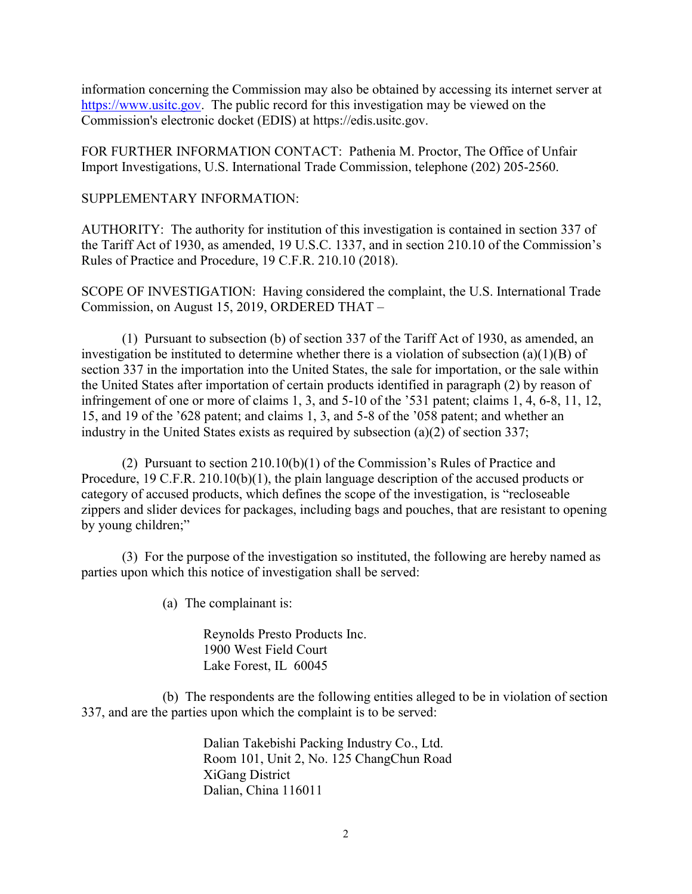information concerning the Commission may also be obtained by accessing its internet server at https://www.usitc.gov. The public record for this investigation may be viewed on the Commission's electronic docket (EDIS) at https://edis.usitc.gov.

FOR FURTHER INFORMATION CONTACT: Pathenia M. Proctor, The Office of Unfair Import Investigations, U.S. International Trade Commission, telephone (202) 205-2560.

SUPPLEMENTARY INFORMATION:

AUTHORITY: The authority for institution of this investigation is contained in section 337 of the Tariff Act of 1930, as amended, 19 U.S.C. 1337, and in section 210.10 of the Commission's Rules of Practice and Procedure, 19 C.F.R. 210.10 (2018).

SCOPE OF INVESTIGATION: Having considered the complaint, the U.S. International Trade Commission, on August 15, 2019, ORDERED THAT –

(1) Pursuant to subsection (b) of section 337 of the Tariff Act of 1930, as amended, an investigation be instituted to determine whether there is a violation of subsection (a)(1)(B) of section 337 in the importation into the United States, the sale for importation, or the sale within the United States after importation of certain products identified in paragraph (2) by reason of infringement of one or more of claims 1, 3, and 5-10 of the '531 patent; claims 1, 4, 6-8, 11, 12, 15, and 19 of the '628 patent; and claims 1, 3, and 5-8 of the '058 patent; and whether an industry in the United States exists as required by subsection (a)(2) of section 337;

(2) Pursuant to section 210.10(b)(1) of the Commission's Rules of Practice and Procedure, 19 C.F.R. 210.10(b)(1), the plain language description of the accused products or category of accused products, which defines the scope of the investigation, is "recloseable zippers and slider devices for packages, including bags and pouches, that are resistant to opening by young children;"

(3) For the purpose of the investigation so instituted, the following are hereby named as parties upon which this notice of investigation shall be served:

(a) The complainant is:

Reynolds Presto Products Inc.
1900 West Field Court
Lake Forest, IL 60045

(b) The respondents are the following entities alleged to be in violation of section 337, and are the parties upon which the complaint is to be served:

Dalian Takebishi Packing Industry Co., Ltd.
Room 101, Unit 2, No. 125 ChangChun Road
XiGang District
Dalian, China 116011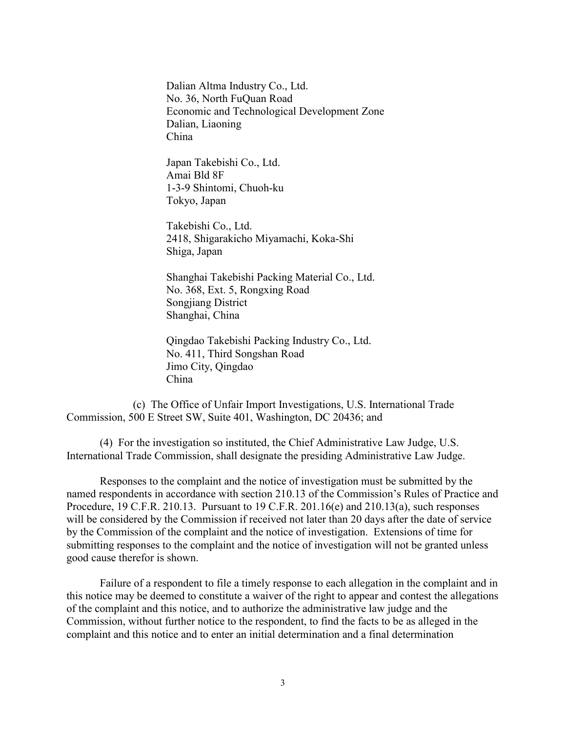Dalian Altma Industry Co., Ltd.
No. 36, North FuQuan Road
Economic and Technological Development Zone
Dalian, Liaoning
China

Japan Takebishi Co., Ltd.
Amai Bld 8F
1-3-9 Shintomi, Chuoh-ku
Tokyo, Japan

Takebishi Co., Ltd.
2418, Shigarakicho Miyamachi, Koka-Shi
Shiga, Japan

Shanghai Takebishi Packing Material Co., Ltd.
No. 368, Ext. 5, Rongxing Road
Songjiang District
Shanghai, China

Qingdao Takebishi Packing Industry Co., Ltd.
No. 411, Third Songshan Road
Jimo City, Qingdao
China

(c) The Office of Unfair Import Investigations, U.S. International Trade Commission, 500 E Street SW, Suite 401, Washington, DC 20436; and

(4) For the investigation so instituted, the Chief Administrative Law Judge, U.S. International Trade Commission, shall designate the presiding Administrative Law Judge.

Responses to the complaint and the notice of investigation must be submitted by the named respondents in accordance with section 210.13 of the Commission's Rules of Practice and Procedure, 19 C.F.R. 210.13. Pursuant to 19 C.F.R. 201.16(e) and 210.13(a), such responses will be considered by the Commission if received not later than 20 days after the date of service by the Commission of the complaint and the notice of investigation. Extensions of time for submitting responses to the complaint and the notice of investigation will not be granted unless good cause therefor is shown.

Failure of a respondent to file a timely response to each allegation in the complaint and in this notice may be deemed to constitute a waiver of the right to appear and contest the allegations of the complaint and this notice, and to authorize the administrative law judge and the Commission, without further notice to the respondent, to find the facts to be as alleged in the complaint and this notice and to enter an initial determination and a final determination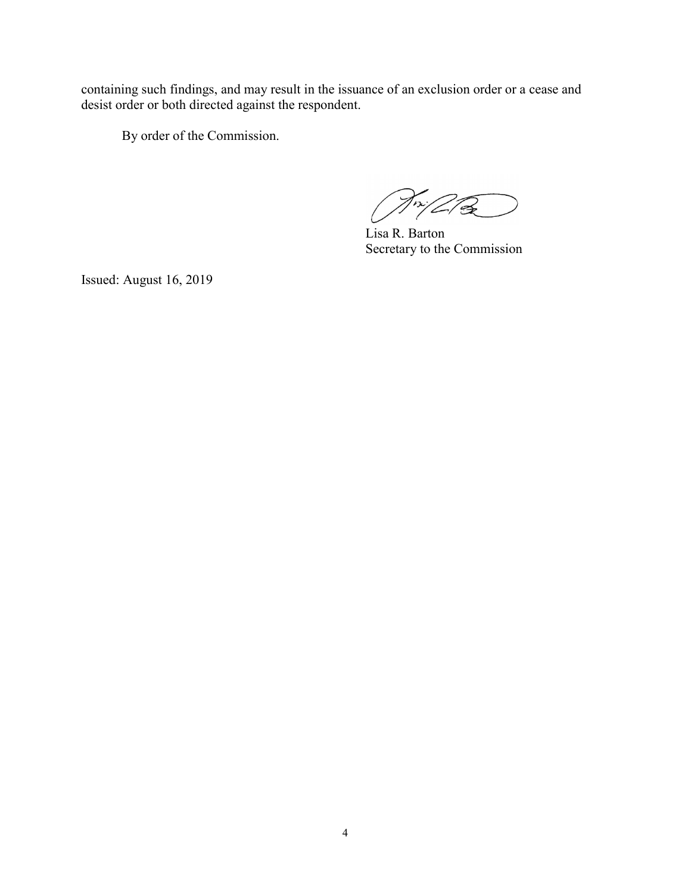containing such findings, and may result in the issuance of an exclusion order or a cease and desist order or both directed against the respondent.

By order of the Commission.

Lisa R. Barton
Secretary to the Commission

Issued: August 16, 2019